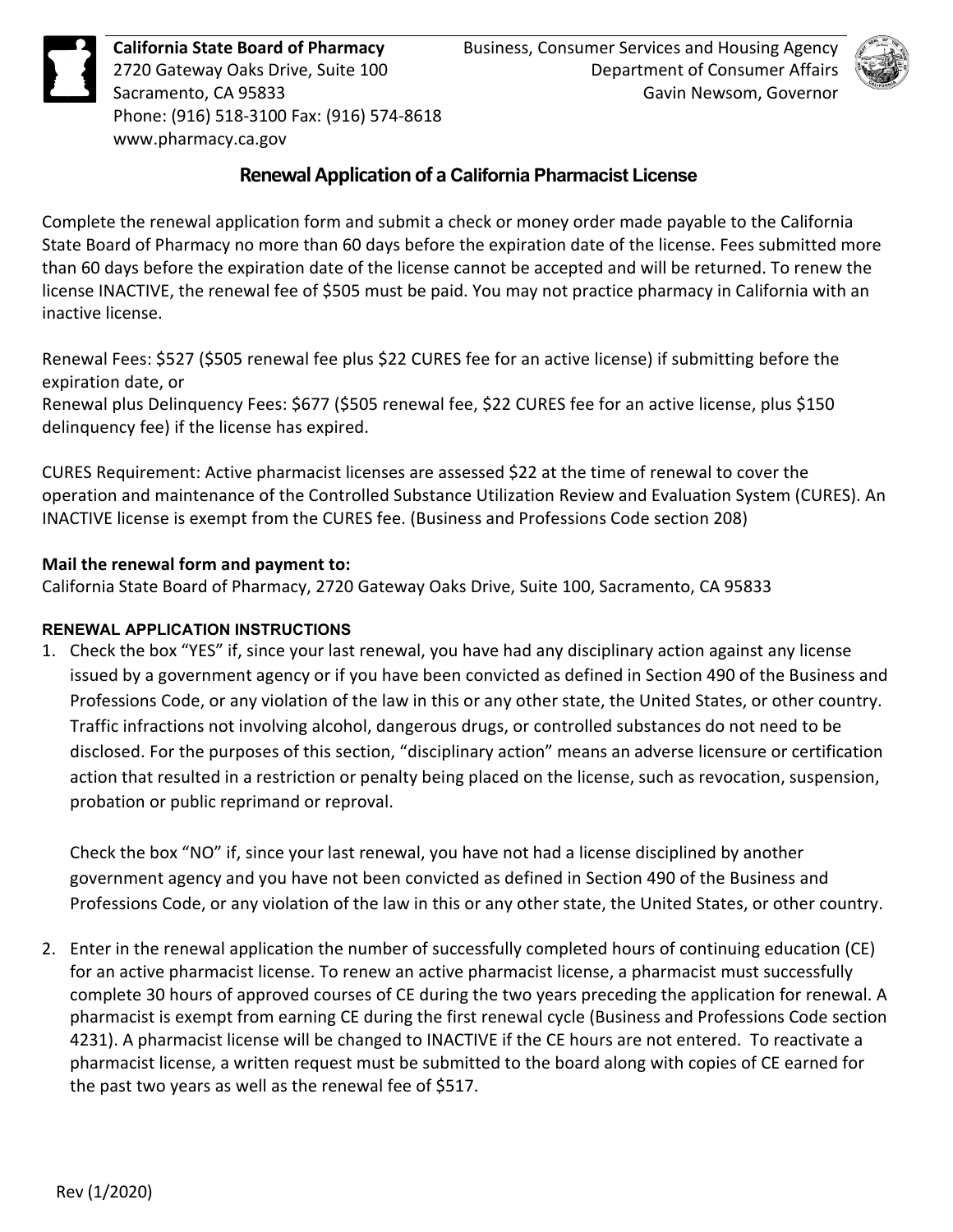**California State Board of Pharmacy**
2720 Gateway Oaks Drive, Suite 100
Sacramento, CA 95833
Phone: (916) 518-3100 Fax: (916) 574-8618
www.pharmacy.ca.gov

Business, Consumer Services and Housing Agency
Department of Consumer Affairs
Gavin Newsom, Governor

# Renewal Application of a California Pharmacist License

Complete the renewal application form and submit a check or money order made payable to the California State Board of Pharmacy no more than 60 days before the expiration date of the license. Fees submitted more than 60 days before the expiration date of the license cannot be accepted and will be returned. To renew the license INACTIVE, the renewal fee of $505 must be paid. You may not practice pharmacy in California with an inactive license.

Renewal Fees: $527 ($505 renewal fee plus $22 CURES fee for an active license) if submitting before the expiration date, or
Renewal plus Delinquency Fees: $677 ($505 renewal fee, $22 CURES fee for an active license, plus $150 delinquency fee) if the license has expired.

CURES Requirement: Active pharmacist licenses are assessed $22 at the time of renewal to cover the operation and maintenance of the Controlled Substance Utilization Review and Evaluation System (CURES). An INACTIVE license is exempt from the CURES fee. (Business and Professions Code section 208)

**Mail the renewal form and payment to:**
California State Board of Pharmacy, 2720 Gateway Oaks Drive, Suite 100, Sacramento, CA 95833

## RENEWAL APPLICATION INSTRUCTIONS

1. Check the box "YES" if, since your last renewal, you have had any disciplinary action against any license issued by a government agency or if you have been convicted as defined in Section 490 of the Business and Professions Code, or any violation of the law in this or any other state, the United States, or other country. Traffic infractions not involving alcohol, dangerous drugs, or controlled substances do not need to be disclosed. For the purposes of this section, "disciplinary action" means an adverse licensure or certification action that resulted in a restriction or penalty being placed on the license, such as revocation, suspension, probation or public reprimand or reproval.

   Check the box "NO" if, since your last renewal, you have not had a license disciplined by another government agency and you have not been convicted as defined in Section 490 of the Business and Professions Code, or any violation of the law in this or any other state, the United States, or other country.

2. Enter in the renewal application the number of successfully completed hours of continuing education (CE) for an active pharmacist license. To renew an active pharmacist license, a pharmacist must successfully complete 30 hours of approved courses of CE during the two years preceding the application for renewal. A pharmacist is exempt from earning CE during the first renewal cycle (Business and Professions Code section 4231). A pharmacist license will be changed to INACTIVE if the CE hours are not entered. To reactivate a pharmacist license, a written request must be submitted to the board along with copies of CE earned for the past two years as well as the renewal fee of $517.

Rev (1/2020)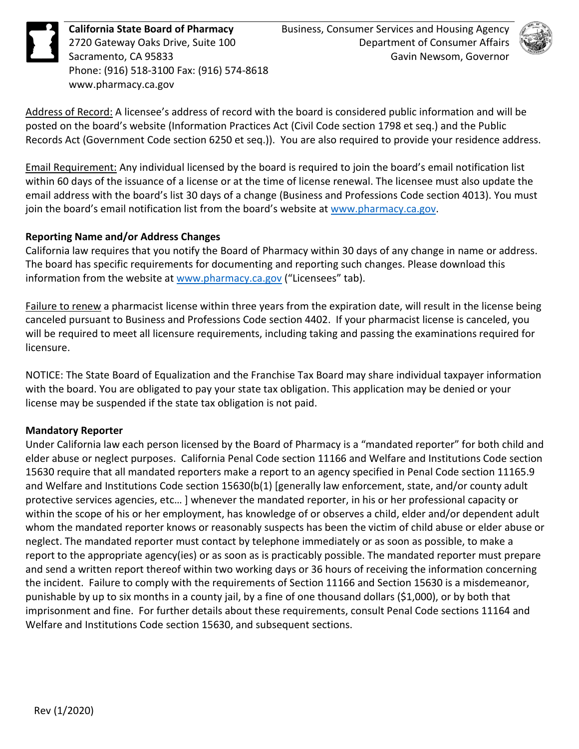**California State Board of Pharmacy**
2720 Gateway Oaks Drive, Suite 100
Sacramento, CA 95833
Phone: (916) 518-3100 Fax: (916) 574-8618
www.pharmacy.ca.gov

Business, Consumer Services and Housing Agency
Department of Consumer Affairs
Gavin Newsom, Governor

Address of Record: A licensee's address of record with the board is considered public information and will be posted on the board's website (Information Practices Act (Civil Code section 1798 et seq.) and the Public Records Act (Government Code section 6250 et seq.)). You are also required to provide your residence address.

Email Requirement: Any individual licensed by the board is required to join the board's email notification list within 60 days of the issuance of a license or at the time of license renewal. The licensee must also update the email address with the board's list 30 days of a change (Business and Professions Code section 4013). You must join the board's email notification list from the board's website at www.pharmacy.ca.gov.

**Reporting Name and/or Address Changes**

California law requires that you notify the Board of Pharmacy within 30 days of any change in name or address. The board has specific requirements for documenting and reporting such changes. Please download this information from the website at www.pharmacy.ca.gov ("Licensees" tab).

Failure to renew a pharmacist license within three years from the expiration date, will result in the license being canceled pursuant to Business and Professions Code section 4402. If your pharmacist license is canceled, you will be required to meet all licensure requirements, including taking and passing the examinations required for licensure.

NOTICE: The State Board of Equalization and the Franchise Tax Board may share individual taxpayer information with the board. You are obligated to pay your state tax obligation. This application may be denied or your license may be suspended if the state tax obligation is not paid.

**Mandatory Reporter**

Under California law each person licensed by the Board of Pharmacy is a "mandated reporter" for both child and elder abuse or neglect purposes. California Penal Code section 11166 and Welfare and Institutions Code section 15630 require that all mandated reporters make a report to an agency specified in Penal Code section 11165.9 and Welfare and Institutions Code section 15630(b(1) [generally law enforcement, state, and/or county adult protective services agencies, etc… ] whenever the mandated reporter, in his or her professional capacity or within the scope of his or her employment, has knowledge of or observes a child, elder and/or dependent adult whom the mandated reporter knows or reasonably suspects has been the victim of child abuse or elder abuse or neglect. The mandated reporter must contact by telephone immediately or as soon as possible, to make a report to the appropriate agency(ies) or as soon as is practicably possible. The mandated reporter must prepare and send a written report thereof within two working days or 36 hours of receiving the information concerning the incident. Failure to comply with the requirements of Section 11166 and Section 15630 is a misdemeanor, punishable by up to six months in a county jail, by a fine of one thousand dollars ($1,000), or by both that imprisonment and fine. For further details about these requirements, consult Penal Code sections 11164 and Welfare and Institutions Code section 15630, and subsequent sections.

Rev (1/2020)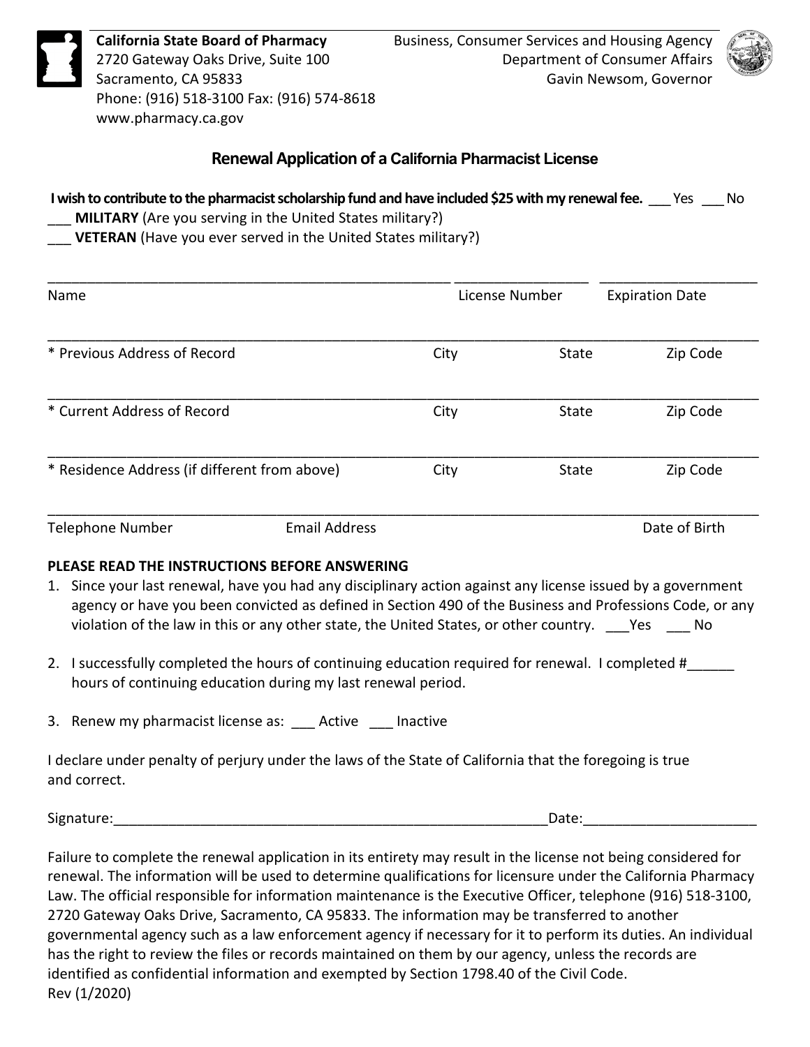**California State Board of Pharmacy**
2720 Gateway Oaks Drive, Suite 100
Sacramento, CA 95833
Phone: (916) 518-3100 Fax: (916) 574-8618
www.pharmacy.ca.gov

Business, Consumer Services and Housing Agency
Department of Consumer Affairs
Gavin Newsom, Governor

## Renewal Application of a California Pharmacist License

**I wish to contribute to the pharmacist scholarship fund and have included $25 with my renewal fee.** ___ Yes ___ No

___ **MILITARY** (Are you serving in the United States military?)

___ **VETERAN** (Have you ever served in the United States military?)

______________________________________________ ______________ ________________
Name License Number Expiration Date

__________________________________________________________________________
* Previous Address of Record City State Zip Code

__________________________________________________________________________
* Current Address of Record City State Zip Code

__________________________________________________________________________
* Residence Address (if different from above) City State Zip Code

__________________________________________________________________________
Telephone Number Email Address Date of Birth

**PLEASE READ THE INSTRUCTIONS BEFORE ANSWERING**

1. Since your last renewal, have you had any disciplinary action against any license issued by a government agency or have you been convicted as defined in Section 490 of the Business and Professions Code, or any violation of the law in this or any other state, the United States, or other country. ___Yes ___ No

2. I successfully completed the hours of continuing education required for renewal. I completed #______ hours of continuing education during my last renewal period.

3. Renew my pharmacist license as: ___ Active ___ Inactive

I declare under penalty of perjury under the laws of the State of California that the foregoing is true and correct.

Signature:____________________________________________Date:____________________

Failure to complete the renewal application in its entirety may result in the license not being considered for renewal. The information will be used to determine qualifications for licensure under the California Pharmacy Law. The official responsible for information maintenance is the Executive Officer, telephone (916) 518-3100, 2720 Gateway Oaks Drive, Sacramento, CA 95833. The information may be transferred to another governmental agency such as a law enforcement agency if necessary for it to perform its duties. An individual has the right to review the files or records maintained on them by our agency, unless the records are identified as confidential information and exempted by Section 1798.40 of the Civil Code.

Rev (1/2020)